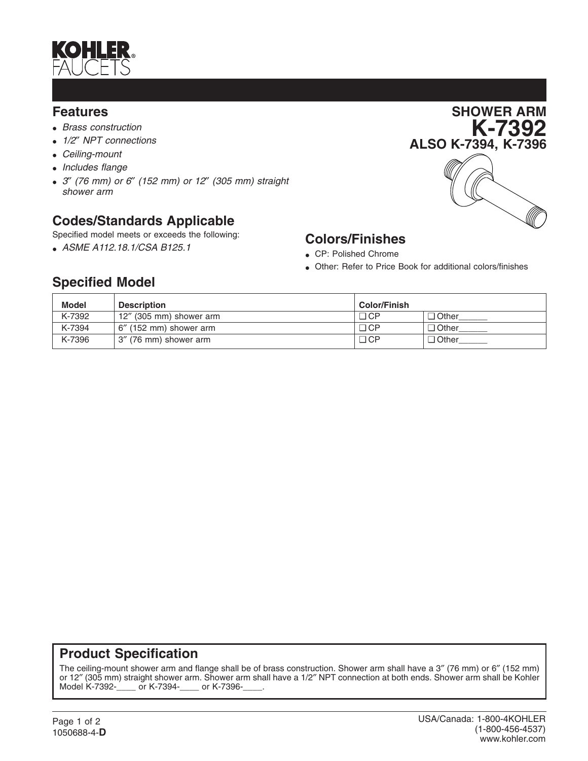# KOHLER FAUCETS

## SHOWER ARM
## K-7392
## ALSO K-7394, K-7396

## Features

- *Brass construction*
- *1/2″ NPT connections*
- *Ceiling-mount*
- *Includes flange*
- *3″ (76 mm) or 6″ (152 mm) or 12″ (305 mm) straight shower arm*

## Codes/Standards Applicable

Specified model meets or exceeds the following:

- *ASME A112.18.1/CSA B125.1*

## Colors/Finishes

- CP: Polished Chrome
- Other: Refer to Price Book for additional colors/finishes

## Specified Model

| Model | Description | Color/Finish | |
|---|---|---|---|
| K-7392 | 12″ (305 mm) shower arm | ❑ CP | ❑ Other______ |
| K-7394 | 6″ (152 mm) shower arm | ❑ CP | ❑ Other______ |
| K-7396 | 3″ (76 mm) shower arm | ❑ CP | ❑ Other______ |

## Product Specification

The ceiling-mount shower arm and flange shall be of brass construction. Shower arm shall have a 3″ (76 mm) or 6″ (152 mm) or 12″ (305 mm) straight shower arm. Shower arm shall have a 1/2″ NPT connection at both ends. Shower arm shall be Kohler Model K-7392-____ or K-7394-____ or K-7396-____.

1050688-4-**D**

USA/Canada: 1-800-4KOHLER
(1-800-456-4537)
www.kohler.com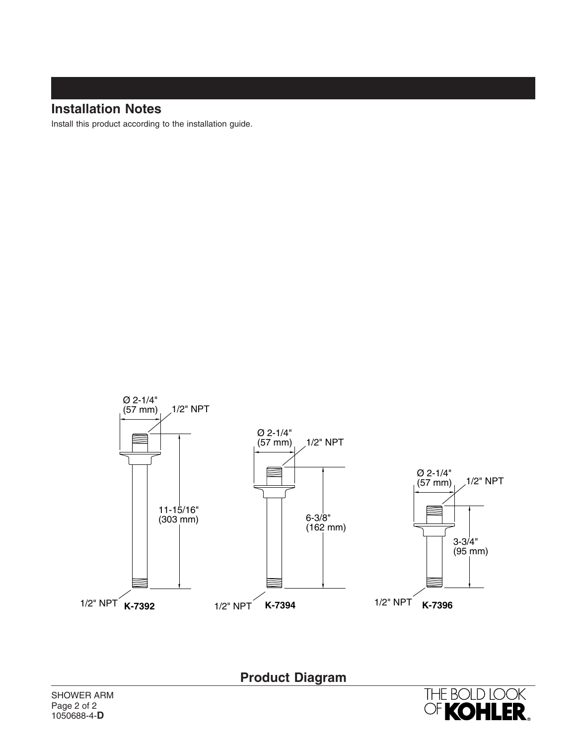## Installation Notes

Install this product according to the installation guide.

Ø 2-1/4"
(57 mm)
1/2" NPT
11-15/16"
(303 mm)
1/2" NPT
**K-7392**

Ø 2-1/4"
(57 mm)
1/2" NPT
6-3/8"
(162 mm)
1/2" NPT
**K-7394**

Ø 2-1/4"
(57 mm)
1/2" NPT
3-3/4"
(95 mm)
1/2" NPT
**K-7396**

**Product Diagram**

SHOWER ARM
1050688-4-**D**